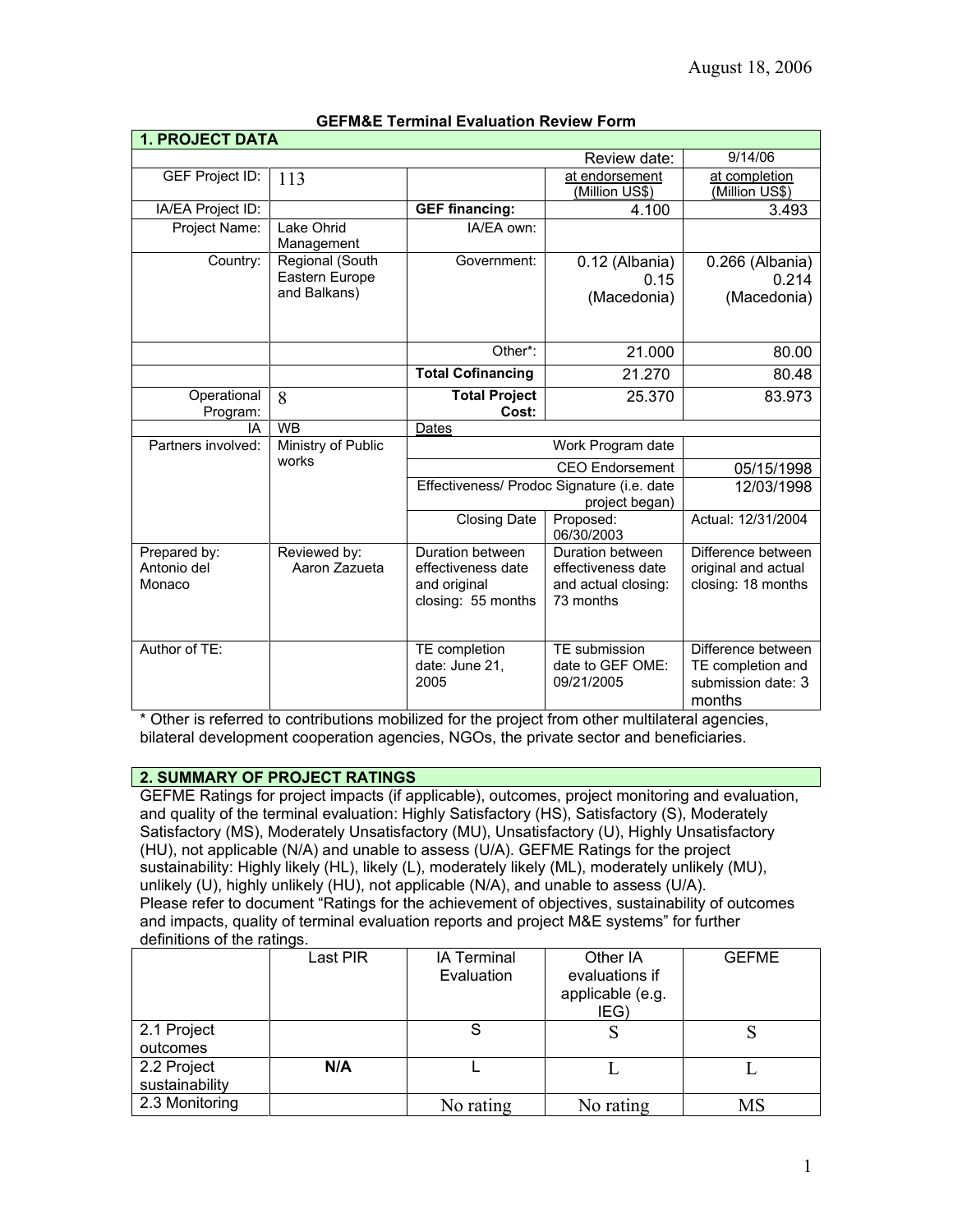August 18, 2006

**GEFM&E Terminal Evaluation Review Form**

## 1. PROJECT DATA

| | | | | |
|---|---|---|---|---|
| | | | Review date: | 9/14/06 |
| GEF Project ID: | 113 | | at endorsement (Million US$) | at completion (Million US$) |
| IA/EA Project ID: | | **GEF financing:** | 4.100 | 3.493 |
| Project Name: | Lake Ohrid Management | IA/EA own: | | |
| Country: | Regional (South Eastern Europe and Balkans) | Government: | 0.12 (Albania) 0.15 (Macedonia) | 0.266 (Albania) 0.214 (Macedonia) |
| | | Other*: | 21.000 | 80.00 |
| | | **Total Cofinancing** | 21.270 | 80.48 |
| Operational Program: | 8 | **Total Project Cost:** | 25.370 | 83.973 |
| IA | WB | Dates | | |
| Partners involved: | Ministry of Public works | | Work Program date | |
| | | | CEO Endorsement | 05/15/1998 |
| | | | Effectiveness/ Prodoc Signature (i.e. date project began) | 12/03/1998 |
| | | Closing Date | Proposed: 06/30/2003 | Actual: 12/31/2004 |
| Prepared by: Antonio del Monaco | Reviewed by: Aaron Zazueta | Duration between effectiveness date and original closing: 55 months | Duration between effectiveness date and actual closing: 73 months | Difference between original and actual closing: 18 months |
| Author of TE: | | TE completion date: June 21, 2005 | TE submission date to GEF OME: 09/21/2005 | Difference between TE completion and submission date: 3 months |

\* Other is referred to contributions mobilized for the project from other multilateral agencies, bilateral development cooperation agencies, NGOs, the private sector and beneficiaries.

## 2. SUMMARY OF PROJECT RATINGS

GEFME Ratings for project impacts (if applicable), outcomes, project monitoring and evaluation, and quality of the terminal evaluation: Highly Satisfactory (HS), Satisfactory (S), Moderately Satisfactory (MS), Moderately Unsatisfactory (MU), Unsatisfactory (U), Highly Unsatisfactory (HU), not applicable (N/A) and unable to assess (U/A). GEFME Ratings for the project sustainability: Highly likely (HL), likely (L), moderately likely (ML), moderately unlikely (MU), unlikely (U), highly unlikely (HU), not applicable (N/A), and unable to assess (U/A).
Please refer to document "Ratings for the achievement of objectives, sustainability of outcomes and impacts, quality of terminal evaluation reports and project M&E systems" for further definitions of the ratings.

| | Last PIR | IA Terminal Evaluation | Other IA evaluations if applicable (e.g. IEG) | GEFME |
|---|---|---|---|---|
| 2.1 Project outcomes | | S | S | S |
| 2.2 Project sustainability | **N/A** | L | L | L |
| 2.3 Monitoring | | No rating | No rating | MS |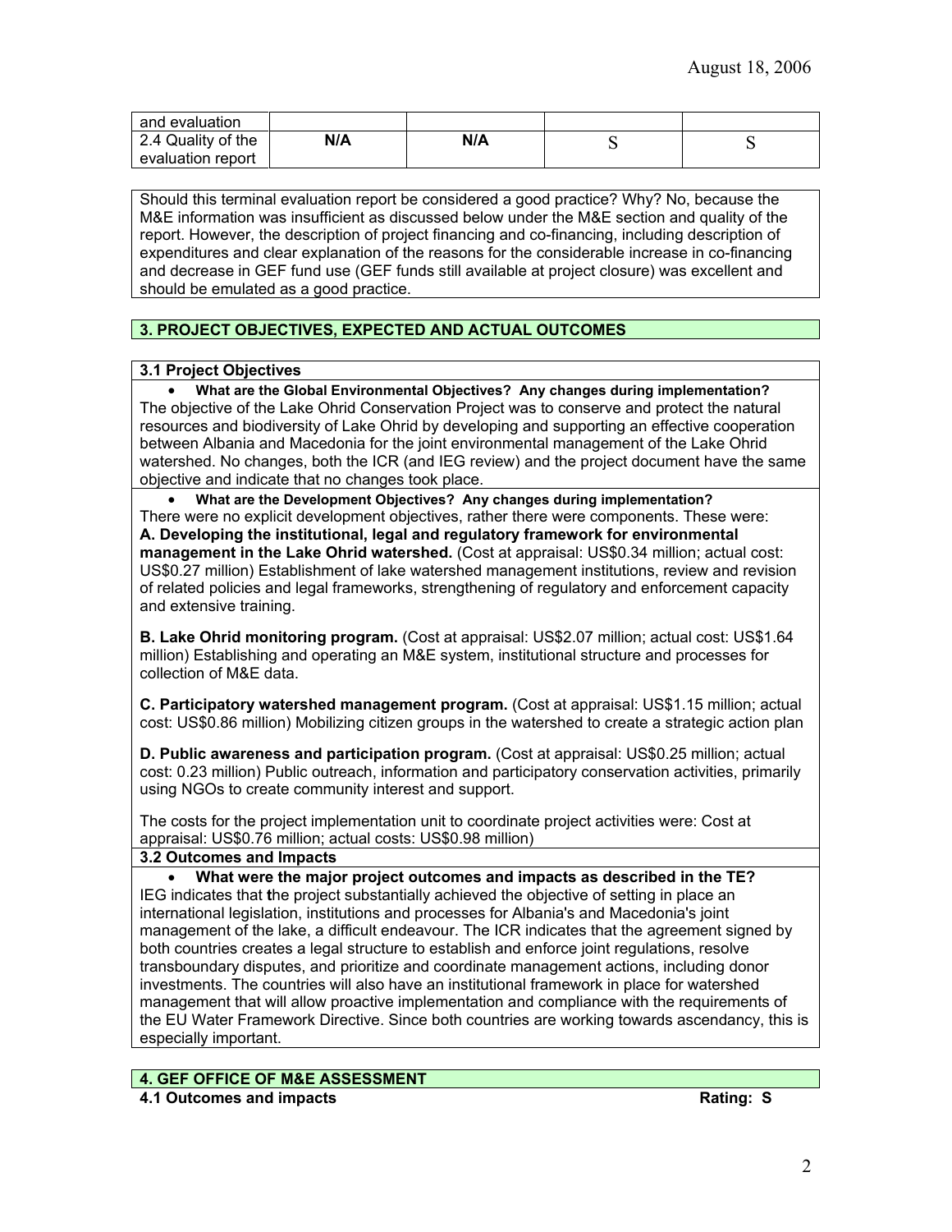| and evaluation | | | | |
|---|---|---|---|---|
| 2.4 Quality of the evaluation report | **N/A** | **N/A** | S | S |

Should this terminal evaluation report be considered a good practice? Why? No, because the M&E information was insufficient as discussed below under the M&E section and quality of the report. However, the description of project financing and co-financing, including description of expenditures and clear explanation of the reasons for the considerable increase in co-financing and decrease in GEF fund use (GEF funds still available at project closure) was excellent and should be emulated as a good practice.

## 3. PROJECT OBJECTIVES, EXPECTED AND ACTUAL OUTCOMES

### 3.1 Project Objectives

- **What are the Global Environmental Objectives? Any changes during implementation?**

The objective of the Lake Ohrid Conservation Project was to conserve and protect the natural resources and biodiversity of Lake Ohrid by developing and supporting an effective cooperation between Albania and Macedonia for the joint environmental management of the Lake Ohrid watershed. No changes, both the ICR (and IEG review) and the project document have the same objective and indicate that no changes took place.

- **What are the Development Objectives? Any changes during implementation?**

There were no explicit development objectives, rather there were components. These were:

**A. Developing the institutional, legal and regulatory framework for environmental management in the Lake Ohrid watershed.** (Cost at appraisal: US$0.34 million; actual cost: US$0.27 million) Establishment of lake watershed management institutions, review and revision of related policies and legal frameworks, strengthening of regulatory and enforcement capacity and extensive training.

**B. Lake Ohrid monitoring program.** (Cost at appraisal: US$2.07 million; actual cost: US$1.64 million) Establishing and operating an M&E system, institutional structure and processes for collection of M&E data.

**C. Participatory watershed management program.** (Cost at appraisal: US$1.15 million; actual cost: US$0.86 million) Mobilizing citizen groups in the watershed to create a strategic action plan

**D. Public awareness and participation program.** (Cost at appraisal: US$0.25 million; actual cost: 0.23 million) Public outreach, information and participatory conservation activities, primarily using NGOs to create community interest and support.

The costs for the project implementation unit to coordinate project activities were: Cost at appraisal: US$0.76 million; actual costs: US$0.98 million)

### 3.2 Outcomes and Impacts

- **What were the major project outcomes and impacts as described in the TE?**

IEG indicates that **t**he project substantially achieved the objective of setting in place an international legislation, institutions and processes for Albania's and Macedonia's joint management of the lake, a difficult endeavour. The ICR indicates that the agreement signed by both countries creates a legal structure to establish and enforce joint regulations, resolve transboundary disputes, and prioritize and coordinate management actions, including donor investments. The countries will also have an institutional framework in place for watershed management that will allow proactive implementation and compliance with the requirements of the EU Water Framework Directive. Since both countries are working towards ascendancy, this is especially important.

## 4. GEF OFFICE OF M&E ASSESSMENT

**4.1 Outcomes and impacts** **Rating: S**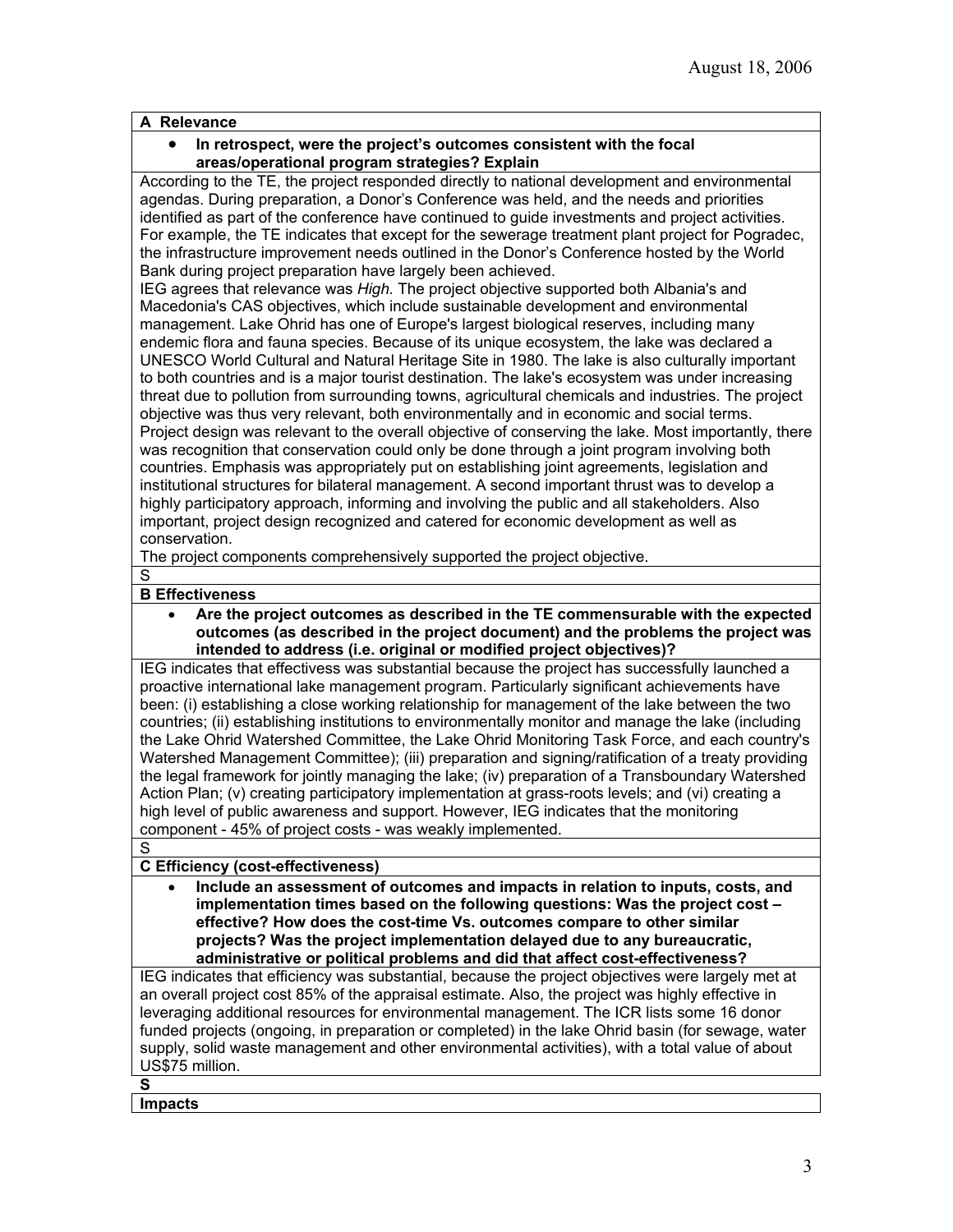August 18, 2006

**A Relevance**

- **In retrospect, were the project's outcomes consistent with the focal areas/operational program strategies? Explain**

According to the TE, the project responded directly to national development and environmental agendas. During preparation, a Donor's Conference was held, and the needs and priorities identified as part of the conference have continued to guide investments and project activities. For example, the TE indicates that except for the sewerage treatment plant project for Pogradec, the infrastructure improvement needs outlined in the Donor's Conference hosted by the World Bank during project preparation have largely been achieved.

IEG agrees that relevance was *High.* The project objective supported both Albania's and Macedonia's CAS objectives, which include sustainable development and environmental management. Lake Ohrid has one of Europe's largest biological reserves, including many endemic flora and fauna species. Because of its unique ecosystem, the lake was declared a UNESCO World Cultural and Natural Heritage Site in 1980. The lake is also culturally important to both countries and is a major tourist destination. The lake's ecosystem was under increasing threat due to pollution from surrounding towns, agricultural chemicals and industries. The project objective was thus very relevant, both environmentally and in economic and social terms. Project design was relevant to the overall objective of conserving the lake. Most importantly, there was recognition that conservation could only be done through a joint program involving both countries. Emphasis was appropriately put on establishing joint agreements, legislation and institutional structures for bilateral management. A second important thrust was to develop a highly participatory approach, informing and involving the public and all stakeholders. Also important, project design recognized and catered for economic development as well as conservation.

The project components comprehensively supported the project objective.

S

**B Effectiveness**

- **Are the project outcomes as described in the TE commensurable with the expected outcomes (as described in the project document) and the problems the project was intended to address (i.e. original or modified project objectives)?**

IEG indicates that effectivess was substantial because the project has successfully launched a proactive international lake management program. Particularly significant achievements have been: (i) establishing a close working relationship for management of the lake between the two countries; (ii) establishing institutions to environmentally monitor and manage the lake (including the Lake Ohrid Watershed Committee, the Lake Ohrid Monitoring Task Force, and each country's Watershed Management Committee); (iii) preparation and signing/ratification of a treaty providing the legal framework for jointly managing the lake; (iv) preparation of a Transboundary Watershed Action Plan; (v) creating participatory implementation at grass-roots levels; and (vi) creating a high level of public awareness and support. However, IEG indicates that the monitoring component - 45% of project costs - was weakly implemented.

S

**C Efficiency (cost-effectiveness)**

- **Include an assessment of outcomes and impacts in relation to inputs, costs, and implementation times based on the following questions: Was the project cost – effective? How does the cost-time Vs. outcomes compare to other similar projects? Was the project implementation delayed due to any bureaucratic, administrative or political problems and did that affect cost-effectiveness?**

IEG indicates that efficiency was substantial, because the project objectives were largely met at an overall project cost 85% of the appraisal estimate. Also, the project was highly effective in leveraging additional resources for environmental management. The ICR lists some 16 donor funded projects (ongoing, in preparation or completed) in the lake Ohrid basin (for sewage, water supply, solid waste management and other environmental activities), with a total value of about US$75 million.

**S**

**Impacts**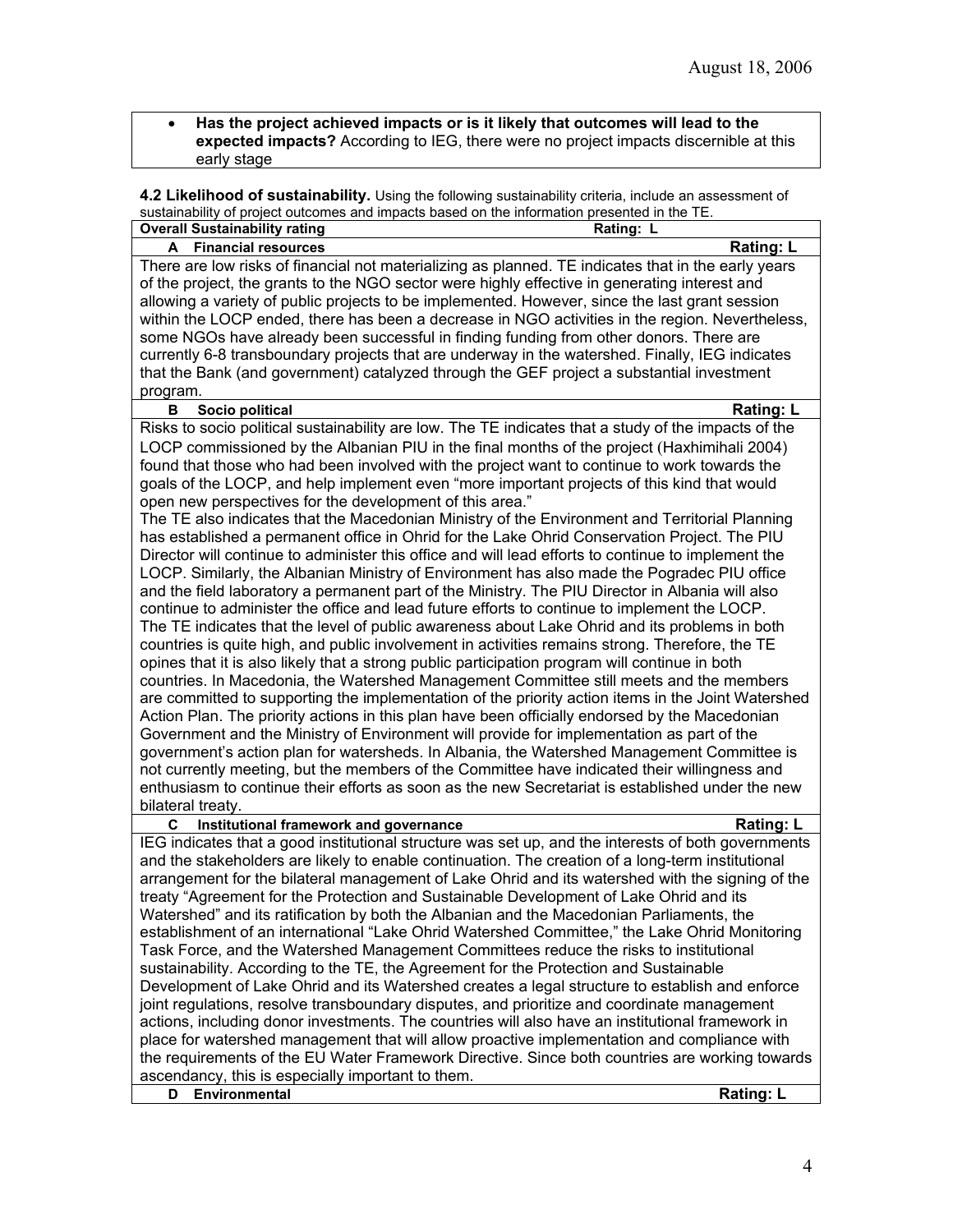- **Has the project achieved impacts or is it likely that outcomes will lead to the expected impacts?** According to IEG, there were no project impacts discernible at this early stage

**4.2 Likelihood of sustainability.** Using the following sustainability criteria, include an assessment of sustainability of project outcomes and impacts based on the information presented in the TE.

| **Overall Sustainability rating** | **Rating: L** |
|---|---|
| **A Financial resources** | **Rating: L** |
| There are low risks of financial not materializing as planned. TE indicates that in the early years of the project, the grants to the NGO sector were highly effective in generating interest and allowing a variety of public projects to be implemented. However, since the last grant session within the LOCP ended, there has been a decrease in NGO activities in the region. Nevertheless, some NGOs have already been successful in finding funding from other donors. There are currently 6-8 transboundary projects that are underway in the watershed. Finally, IEG indicates that the Bank (and government) catalyzed through the GEF project a substantial investment program. | |
| **B Socio political** | **Rating: L** |
| Risks to socio political sustainability are low. The TE indicates that a study of the impacts of the LOCP commissioned by the Albanian PIU in the final months of the project (Haxhimihali 2004) found that those who had been involved with the project want to continue to work towards the goals of the LOCP, and help implement even "more important projects of this kind that would open new perspectives for the development of this area."<br>The TE also indicates that the Macedonian Ministry of the Environment and Territorial Planning has established a permanent office in Ohrid for the Lake Ohrid Conservation Project. The PIU Director will continue to administer this office and will lead efforts to continue to implement the LOCP. Similarly, the Albanian Ministry of Environment has also made the Pogradec PIU office and the field laboratory a permanent part of the Ministry. The PIU Director in Albania will also continue to administer the office and lead future efforts to continue to implement the LOCP.<br>The TE indicates that the level of public awareness about Lake Ohrid and its problems in both countries is quite high, and public involvement in activities remains strong. Therefore, the TE opines that it is also likely that a strong public participation program will continue in both countries. In Macedonia, the Watershed Management Committee still meets and the members are committed to supporting the implementation of the priority action items in the Joint Watershed Action Plan. The priority actions in this plan have been officially endorsed by the Macedonian Government and the Ministry of Environment will provide for implementation as part of the government's action plan for watersheds. In Albania, the Watershed Management Committee is not currently meeting, but the members of the Committee have indicated their willingness and enthusiasm to continue their efforts as soon as the new Secretariat is established under the new bilateral treaty. | |
| **C Institutional framework and governance** | **Rating: L** |
| IEG indicates that a good institutional structure was set up, and the interests of both governments and the stakeholders are likely to enable continuation. The creation of a long-term institutional arrangement for the bilateral management of Lake Ohrid and its watershed with the signing of the treaty "Agreement for the Protection and Sustainable Development of Lake Ohrid and its Watershed" and its ratification by both the Albanian and the Macedonian Parliaments, the establishment of an international "Lake Ohrid Watershed Committee," the Lake Ohrid Monitoring Task Force, and the Watershed Management Committees reduce the risks to institutional sustainability. According to the TE, the Agreement for the Protection and Sustainable Development of Lake Ohrid and its Watershed creates a legal structure to establish and enforce joint regulations, resolve transboundary disputes, and prioritize and coordinate management actions, including donor investments. The countries will also have an institutional framework in place for watershed management that will allow proactive implementation and compliance with the requirements of the EU Water Framework Directive. Since both countries are working towards ascendancy, this is especially important to them. | |
| **D Environmental** | **Rating: L** |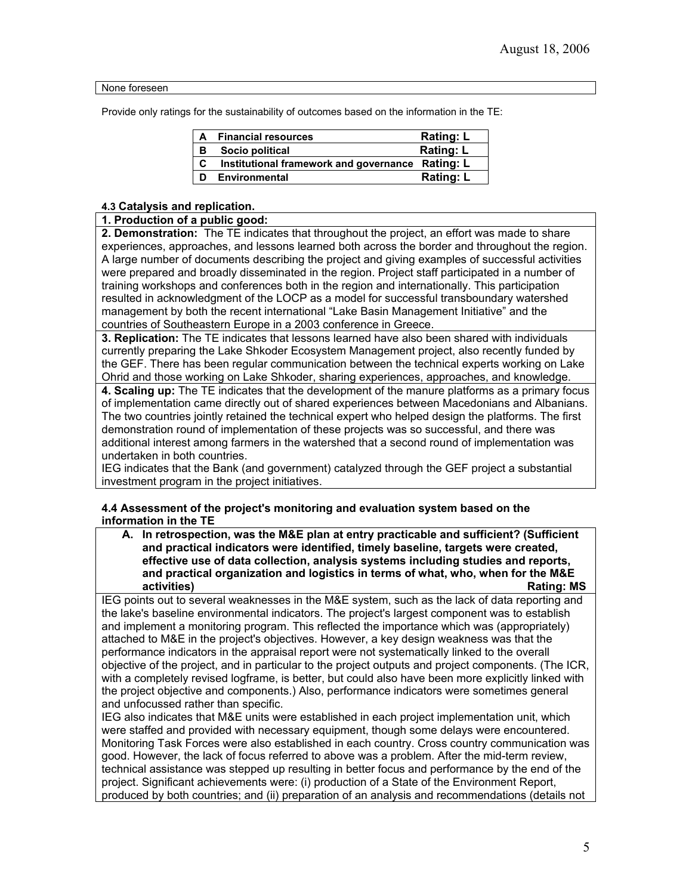None foreseen

Provide only ratings for the sustainability of outcomes based on the information in the TE:

| | | |
|---|---|---|
| A | Financial resources | Rating: L |
| B | Socio political | Rating: L |
| C | Institutional framework and governance | Rating: L |
| D | Environmental | Rating: L |

#### 4.3 Catalysis and replication.

**1. Production of a public good:**

**2. Demonstration:** The TE indicates that throughout the project, an effort was made to share experiences, approaches, and lessons learned both across the border and throughout the region. A large number of documents describing the project and giving examples of successful activities were prepared and broadly disseminated in the region. Project staff participated in a number of training workshops and conferences both in the region and internationally. This participation resulted in acknowledgment of the LOCP as a model for successful transboundary watershed management by both the recent international "Lake Basin Management Initiative" and the countries of Southeastern Europe in a 2003 conference in Greece.

**3. Replication:** The TE indicates that lessons learned have also been shared with individuals currently preparing the Lake Shkoder Ecosystem Management project, also recently funded by the GEF. There has been regular communication between the technical experts working on Lake Ohrid and those working on Lake Shkoder, sharing experiences, approaches, and knowledge.

**4. Scaling up:** The TE indicates that the development of the manure platforms as a primary focus of implementation came directly out of shared experiences between Macedonians and Albanians. The two countries jointly retained the technical expert who helped design the platforms. The first demonstration round of implementation of these projects was so successful, and there was additional interest among farmers in the watershed that a second round of implementation was undertaken in both countries.
IEG indicates that the Bank (and government) catalyzed through the GEF project a substantial investment program in the project initiatives.

#### 4.4 Assessment of the project's monitoring and evaluation system based on the information in the TE

**A. In retrospection, was the M&E plan at entry practicable and sufficient? (Sufficient and practical indicators were identified, timely baseline, targets were created, effective use of data collection, analysis systems including studies and reports, and practical organization and logistics in terms of what, who, when for the M&E activities) Rating: MS**

IEG points out to several weaknesses in the M&E system, such as the lack of data reporting and the lake's baseline environmental indicators. The project's largest component was to establish and implement a monitoring program. This reflected the importance which was (appropriately) attached to M&E in the project's objectives. However, a key design weakness was that the performance indicators in the appraisal report were not systematically linked to the overall objective of the project, and in particular to the project outputs and project components. (The ICR, with a completely revised logframe, is better, but could also have been more explicitly linked with the project objective and components.) Also, performance indicators were sometimes general and unfocussed rather than specific.
IEG also indicates that M&E units were established in each project implementation unit, which were staffed and provided with necessary equipment, though some delays were encountered. Monitoring Task Forces were also established in each country. Cross country communication was good. However, the lack of focus referred to above was a problem. After the mid-term review, technical assistance was stepped up resulting in better focus and performance by the end of the project. Significant achievements were: (i) production of a State of the Environment Report, produced by both countries; and (ii) preparation of an analysis and recommendations (details not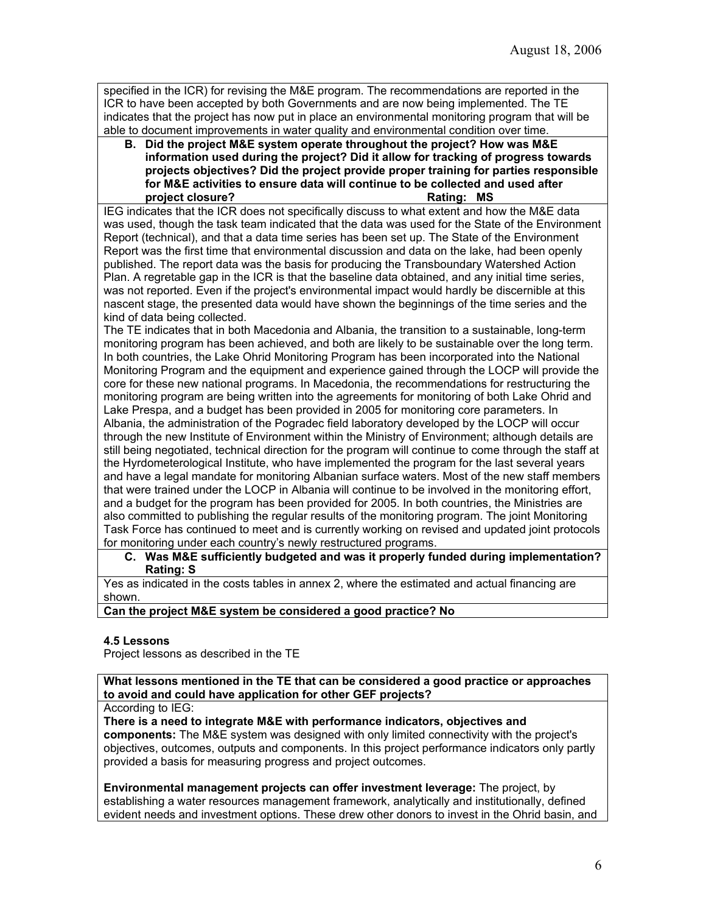specified in the ICR) for revising the M&E program. The recommendations are reported in the ICR to have been accepted by both Governments and are now being implemented. The TE indicates that the project has now put in place an environmental monitoring program that will be able to document improvements in water quality and environmental condition over time.

**B. Did the project M&E system operate throughout the project? How was M&E information used during the project? Did it allow for tracking of progress towards projects objectives? Did the project provide proper training for parties responsible for M&E activities to ensure data will continue to be collected and used after project closure? Rating: MS**

IEG indicates that the ICR does not specifically discuss to what extent and how the M&E data was used, though the task team indicated that the data was used for the State of the Environment Report (technical), and that a data time series has been set up. The State of the Environment Report was the first time that environmental discussion and data on the lake, had been openly published. The report data was the basis for producing the Transboundary Watershed Action Plan. A regretable gap in the ICR is that the baseline data obtained, and any initial time series, was not reported. Even if the project's environmental impact would hardly be discernible at this nascent stage, the presented data would have shown the beginnings of the time series and the kind of data being collected.

The TE indicates that in both Macedonia and Albania, the transition to a sustainable, long-term monitoring program has been achieved, and both are likely to be sustainable over the long term. In both countries, the Lake Ohrid Monitoring Program has been incorporated into the National Monitoring Program and the equipment and experience gained through the LOCP will provide the core for these new national programs. In Macedonia, the recommendations for restructuring the monitoring program are being written into the agreements for monitoring of both Lake Ohrid and Lake Prespa, and a budget has been provided in 2005 for monitoring core parameters. In Albania, the administration of the Pogradec field laboratory developed by the LOCP will occur through the new Institute of Environment within the Ministry of Environment; although details are still being negotiated, technical direction for the program will continue to come through the staff at the Hyrdometerological Institute, who have implemented the program for the last several years and have a legal mandate for monitoring Albanian surface waters. Most of the new staff members that were trained under the LOCP in Albania will continue to be involved in the monitoring effort, and a budget for the program has been provided for 2005. In both countries, the Ministries are also committed to publishing the regular results of the monitoring program. The joint Monitoring Task Force has continued to meet and is currently working on revised and updated joint protocols for monitoring under each country's newly restructured programs.

**C. Was M&E sufficiently budgeted and was it properly funded during implementation? Rating: S**

Yes as indicated in the costs tables in annex 2, where the estimated and actual financing are shown.

**Can the project M&E system be considered a good practice? No**

**4.5 Lessons**

Project lessons as described in the TE

**What lessons mentioned in the TE that can be considered a good practice or approaches to avoid and could have application for other GEF projects?**

According to IEG:

**There is a need to integrate M&E with performance indicators, objectives and components:** The M&E system was designed with only limited connectivity with the project's objectives, outcomes, outputs and components. In this project performance indicators only partly provided a basis for measuring progress and project outcomes.

**Environmental management projects can offer investment leverage:** The project, by establishing a water resources management framework, analytically and institutionally, defined evident needs and investment options. These drew other donors to invest in the Ohrid basin, and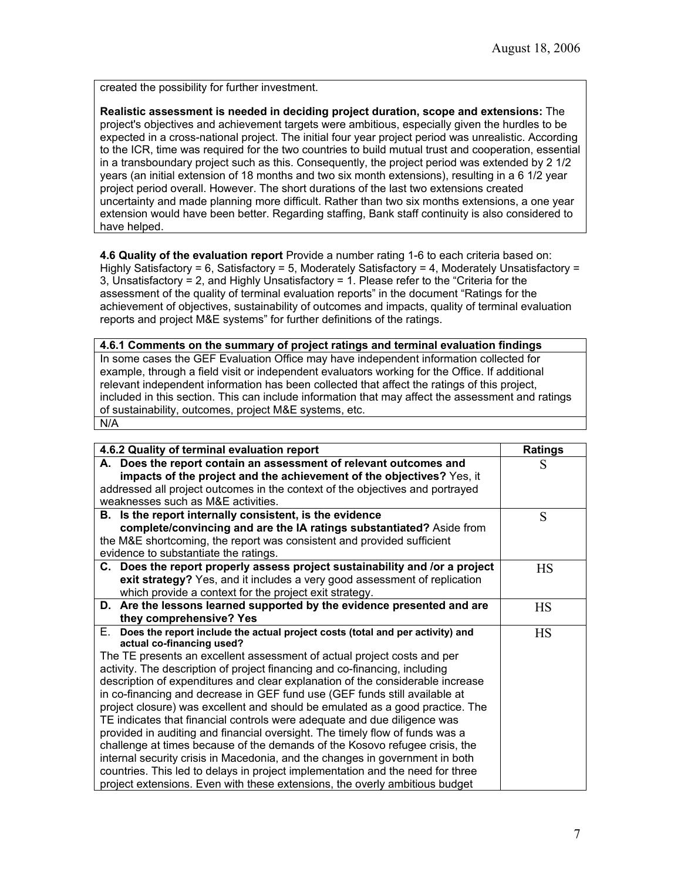created the possibility for further investment.

**Realistic assessment is needed in deciding project duration, scope and extensions:** The project's objectives and achievement targets were ambitious, especially given the hurdles to be expected in a cross-national project. The initial four year project period was unrealistic. According to the ICR, time was required for the two countries to build mutual trust and cooperation, essential in a transboundary project such as this. Consequently, the project period was extended by 2 1/2 years (an initial extension of 18 months and two six month extensions), resulting in a 6 1/2 year project period overall. However. The short durations of the last two extensions created uncertainty and made planning more difficult. Rather than two six months extensions, a one year extension would have been better. Regarding staffing, Bank staff continuity is also considered to have helped.

**4.6 Quality of the evaluation report** Provide a number rating 1-6 to each criteria based on: Highly Satisfactory = 6, Satisfactory = 5, Moderately Satisfactory = 4, Moderately Unsatisfactory = 3, Unsatisfactory = 2, and Highly Unsatisfactory = 1. Please refer to the "Criteria for the assessment of the quality of terminal evaluation reports" in the document "Ratings for the achievement of objectives, sustainability of outcomes and impacts, quality of terminal evaluation reports and project M&E systems" for further definitions of the ratings.

| **4.6.1 Comments on the summary of project ratings and terminal evaluation findings** |
|---|
| In some cases the GEF Evaluation Office may have independent information collected for example, through a field visit or independent evaluators working for the Office. If additional relevant independent information has been collected that affect the ratings of this project, included in this section. This can include information that may affect the assessment and ratings of sustainability, outcomes, project M&E systems, etc. |
| N/A |

| **4.6.2 Quality of terminal evaluation report** | **Ratings** |
|---|---|
| **A. Does the report contain an assessment of relevant outcomes and impacts of the project and the achievement of the objectives?** Yes, it addressed all project outcomes in the context of the objectives and portrayed weaknesses such as M&E activities. | S |
| **B. Is the report internally consistent, is the evidence complete/convincing and are the IA ratings substantiated?** Aside from the M&E shortcoming, the report was consistent and provided sufficient evidence to substantiate the ratings. | S |
| **C. Does the report properly assess project sustainability and /or a project exit strategy?** Yes, and it includes a very good assessment of replication which provide a context for the project exit strategy. | HS |
| **D. Are the lessons learned supported by the evidence presented and are they comprehensive? Yes** | HS |
| **E. Does the report include the actual project costs (total and per activity) and actual co-financing used?** The TE presents an excellent assessment of actual project costs and per activity. The description of project financing and co-financing, including description of expenditures and clear explanation of the considerable increase in co-financing and decrease in GEF fund use (GEF funds still available at project closure) was excellent and should be emulated as a good practice. The TE indicates that financial controls were adequate and due diligence was provided in auditing and financial oversight. The timely flow of funds was a challenge at times because of the demands of the Kosovo refugee crisis, the internal security crisis in Macedonia, and the changes in government in both countries. This led to delays in project implementation and the need for three project extensions. Even with these extensions, the overly ambitious budget | HS |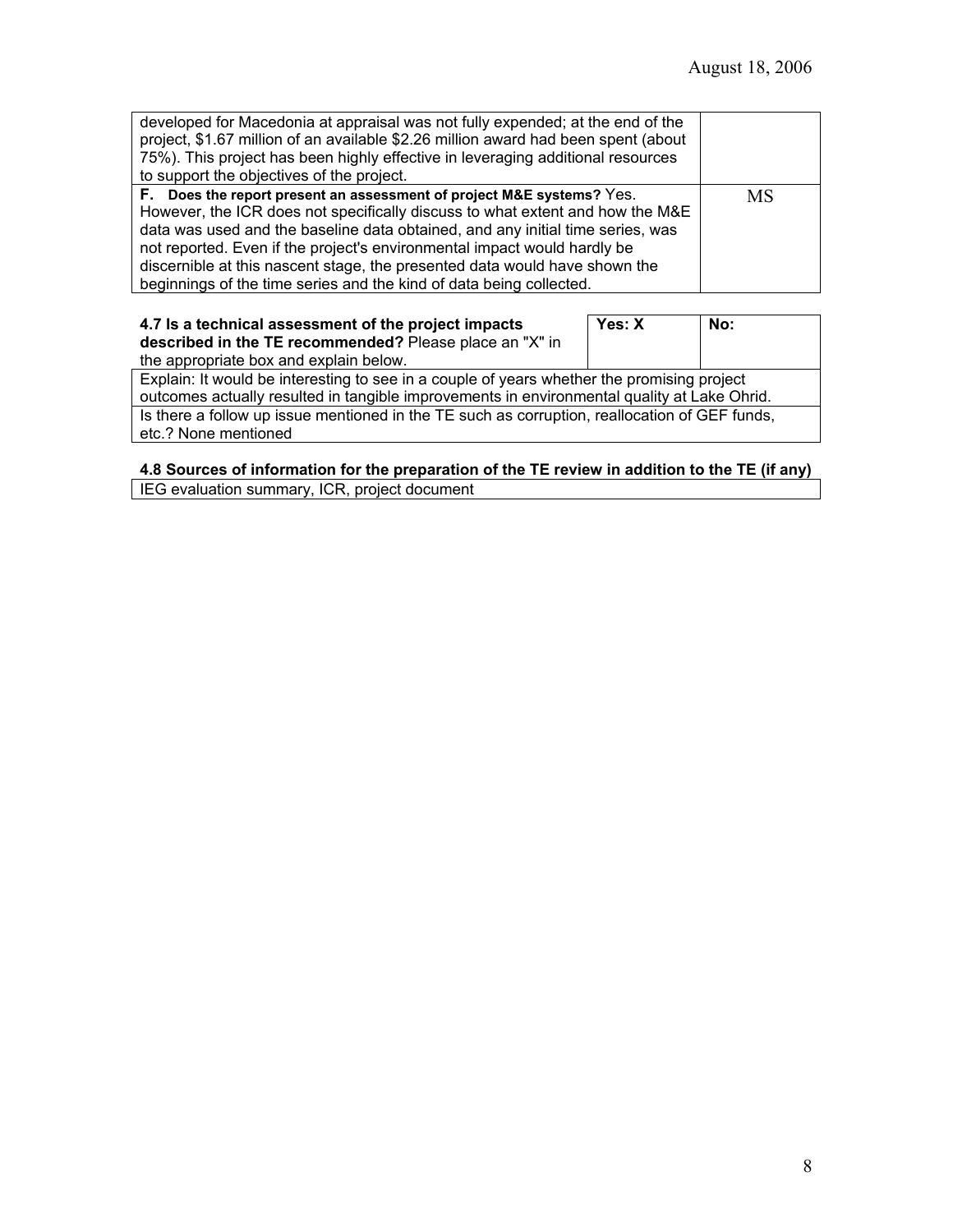| | |
|---|---|
| developed for Macedonia at appraisal was not fully expended; at the end of the project, $1.67 million of an available $2.26 million award had been spent (about 75%). This project has been highly effective in leveraging additional resources to support the objectives of the project. | |
| **F. Does the report present an assessment of project M&E systems?** Yes. However, the ICR does not specifically discuss to what extent and how the M&E data was used and the baseline data obtained, and any initial time series, was not reported. Even if the project's environmental impact would hardly be discernible at this nascent stage, the presented data would have shown the beginnings of the time series and the kind of data being collected. | MS |

| **4.7 Is a technical assessment of the project impacts described in the TE recommended?** Please place an "X" in the appropriate box and explain below. | **Yes: X** | **No:** |
|---|---|---|
| Explain: It would be interesting to see in a couple of years whether the promising project outcomes actually resulted in tangible improvements in environmental quality at Lake Ohrid. | | |
| Is there a follow up issue mentioned in the TE such as corruption, reallocation of GEF funds, etc.? None mentioned | | |

**4.8 Sources of information for the preparation of the TE review in addition to the TE (if any)**

IEG evaluation summary, ICR, project document